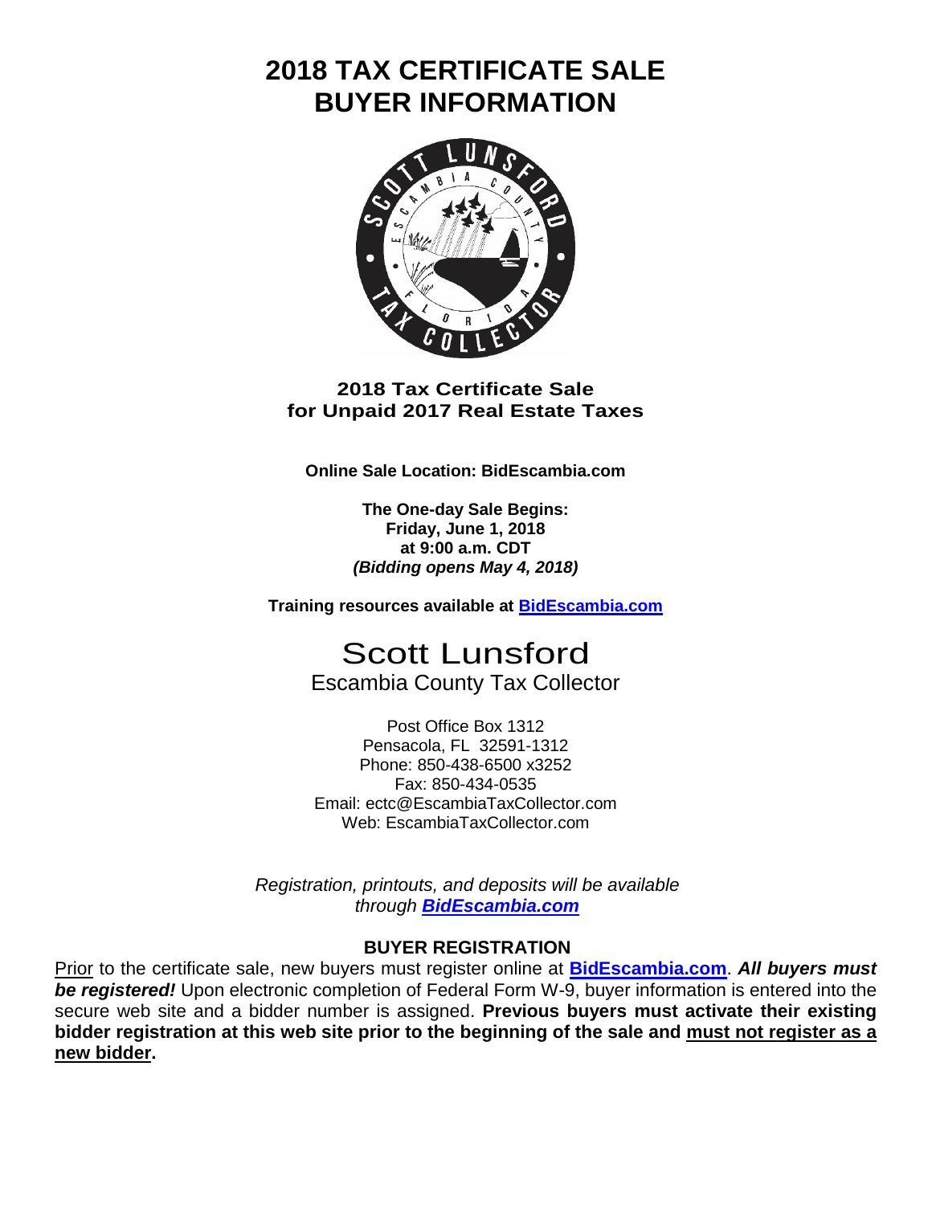# 2018 TAX CERTIFICATE SALE
# BUYER INFORMATION

**2018 Tax Certificate Sale**
**for Unpaid 2017 Real Estate Taxes**

**Online Sale Location: BidEscambia.com**

**The One-day Sale Begins:**
**Friday, June 1, 2018**
**at 9:00 a.m. CDT**
***(Bidding opens May 4, 2018)***

**Training resources available at BidEscambia.com**

## Scott Lunsford
Escambia County Tax Collector

Post Office Box 1312
Pensacola, FL 32591-1312
Phone: 850-438-6500 x3252
Fax: 850-434-0535
Email: ectc@EscambiaTaxCollector.com
Web: EscambiaTaxCollector.com

*Registration, printouts, and deposits will be available through* ***BidEscambia.com***

### BUYER REGISTRATION

Prior to the certificate sale, new buyers must register online at **BidEscambia.com**. ***All buyers must be registered!*** Upon electronic completion of Federal Form W-9, buyer information is entered into the secure web site and a bidder number is assigned. **Previous buyers must activate their existing bidder registration at this web site prior to the beginning of the sale and must not register as a new bidder.**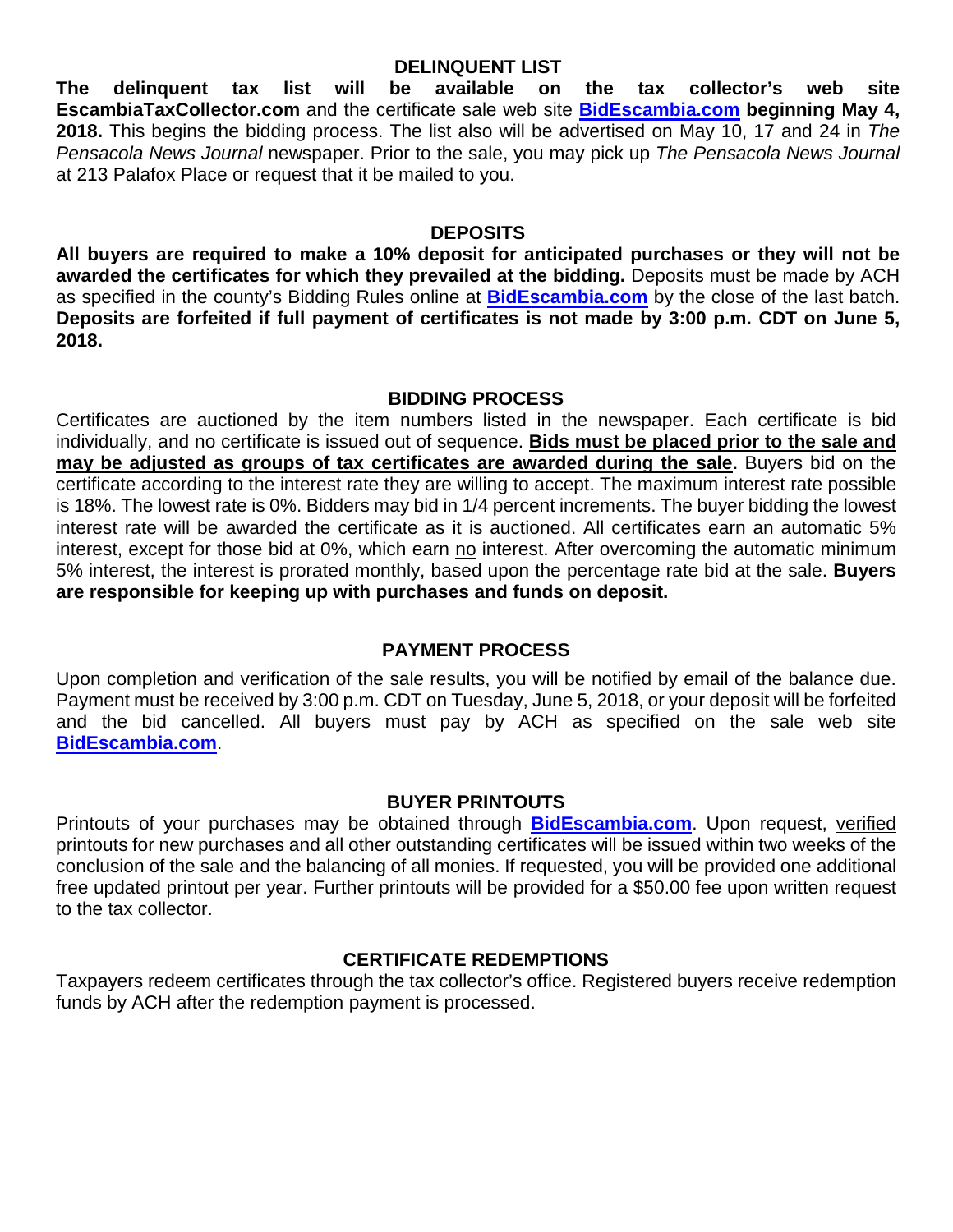## DELINQUENT LIST

**The delinquent tax list will be available on the tax collector's web site EscambiaTaxCollector.com** and the certificate sale web site **BidEscambia.com beginning May 4, 2018.** This begins the bidding process. The list also will be advertised on May 10, 17 and 24 in *The Pensacola News Journal* newspaper. Prior to the sale, you may pick up *The Pensacola News Journal* at 213 Palafox Place or request that it be mailed to you.

## DEPOSITS

**All buyers are required to make a 10% deposit for anticipated purchases or they will not be awarded the certificates for which they prevailed at the bidding.** Deposits must be made by ACH as specified in the county's Bidding Rules online at **BidEscambia.com** by the close of the last batch. **Deposits are forfeited if full payment of certificates is not made by 3:00 p.m. CDT on June 5, 2018.**

## BIDDING PROCESS

Certificates are auctioned by the item numbers listed in the newspaper. Each certificate is bid individually, and no certificate is issued out of sequence. **Bids must be placed prior to the sale and may be adjusted as groups of tax certificates are awarded during the sale.** Buyers bid on the certificate according to the interest rate they are willing to accept. The maximum interest rate possible is 18%. The lowest rate is 0%. Bidders may bid in 1/4 percent increments. The buyer bidding the lowest interest rate will be awarded the certificate as it is auctioned. All certificates earn an automatic 5% interest, except for those bid at 0%, which earn no interest. After overcoming the automatic minimum 5% interest, the interest is prorated monthly, based upon the percentage rate bid at the sale. **Buyers are responsible for keeping up with purchases and funds on deposit.**

## PAYMENT PROCESS

Upon completion and verification of the sale results, you will be notified by email of the balance due. Payment must be received by 3:00 p.m. CDT on Tuesday, June 5, 2018, or your deposit will be forfeited and the bid cancelled. All buyers must pay by ACH as specified on the sale web site **BidEscambia.com**.

## BUYER PRINTOUTS

Printouts of your purchases may be obtained through **BidEscambia.com**. Upon request, verified printouts for new purchases and all other outstanding certificates will be issued within two weeks of the conclusion of the sale and the balancing of all monies. If requested, you will be provided one additional free updated printout per year. Further printouts will be provided for a $50.00 fee upon written request to the tax collector.

## CERTIFICATE REDEMPTIONS

Taxpayers redeem certificates through the tax collector's office. Registered buyers receive redemption funds by ACH after the redemption payment is processed.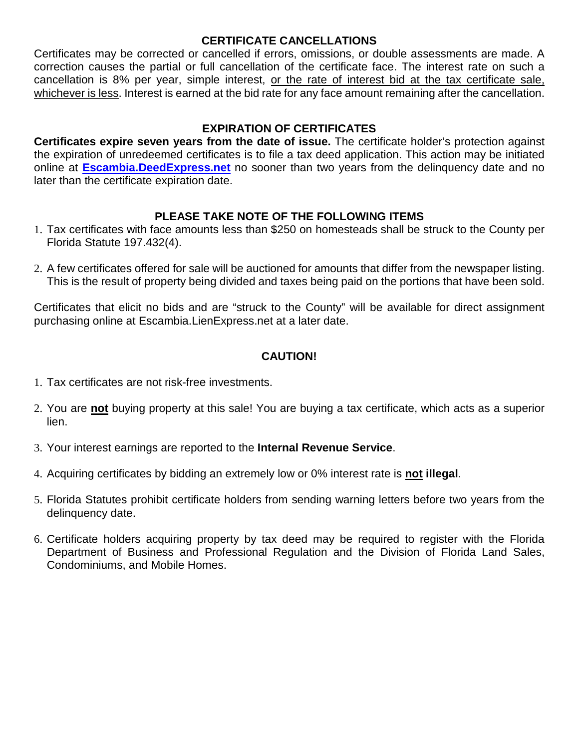## CERTIFICATE CANCELLATIONS

Certificates may be corrected or cancelled if errors, omissions, or double assessments are made. A correction causes the partial or full cancellation of the certificate face. The interest rate on such a cancellation is 8% per year, simple interest, <u>or the rate of interest bid at the tax certificate sale, whichever is less</u>. Interest is earned at the bid rate for any face amount remaining after the cancellation.

## EXPIRATION OF CERTIFICATES

**Certificates expire seven years from the date of issue.** The certificate holder's protection against the expiration of unredeemed certificates is to file a tax deed application. This action may be initiated online at **Escambia.DeedExpress.net** no sooner than two years from the delinquency date and no later than the certificate expiration date.

## PLEASE TAKE NOTE OF THE FOLLOWING ITEMS

1. Tax certificates with face amounts less than $250 on homesteads shall be struck to the County per Florida Statute 197.432(4).
2. A few certificates offered for sale will be auctioned for amounts that differ from the newspaper listing. This is the result of property being divided and taxes being paid on the portions that have been sold.

Certificates that elicit no bids and are "struck to the County" will be available for direct assignment purchasing online at Escambia.LienExpress.net at a later date.

## CAUTION!

1. Tax certificates are not risk-free investments.
2. You are **<u>not</u>** buying property at this sale! You are buying a tax certificate, which acts as a superior lien.
3. Your interest earnings are reported to the **Internal Revenue Service**.
4. Acquiring certificates by bidding an extremely low or 0% interest rate is **<u>not</u> illegal**.
5. Florida Statutes prohibit certificate holders from sending warning letters before two years from the delinquency date.
6. Certificate holders acquiring property by tax deed may be required to register with the Florida Department of Business and Professional Regulation and the Division of Florida Land Sales, Condominiums, and Mobile Homes.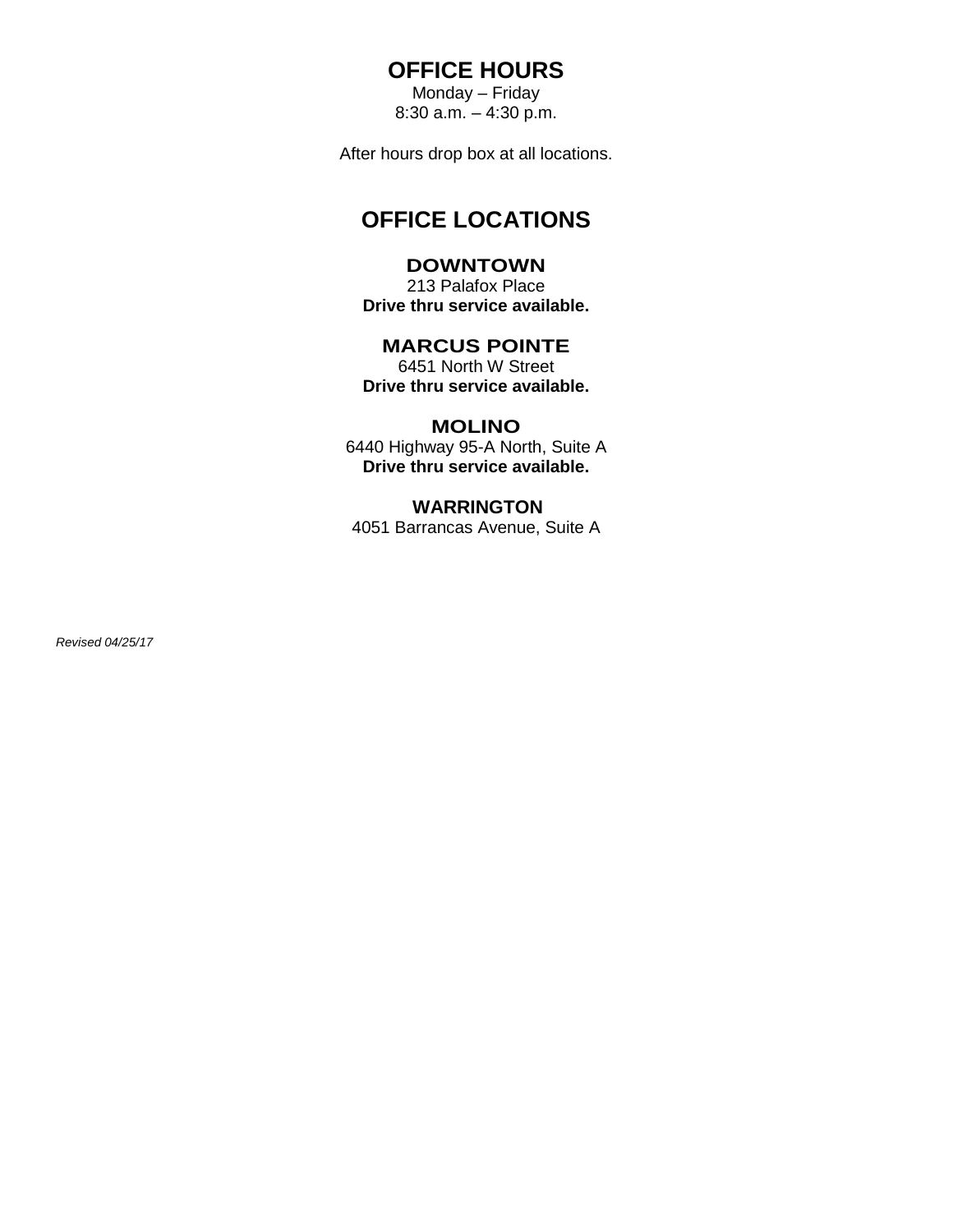## OFFICE HOURS

Monday – Friday
8:30 a.m. – 4:30 p.m.

After hours drop box at all locations.

## OFFICE LOCATIONS

### DOWNTOWN

213 Palafox Place
**Drive thru service available.**

### MARCUS POINTE

6451 North W Street
**Drive thru service available.**

### MOLINO

6440 Highway 95-A North, Suite A
**Drive thru service available.**

### WARRINGTON

4051 Barrancas Avenue, Suite A

*Revised 04/25/17*